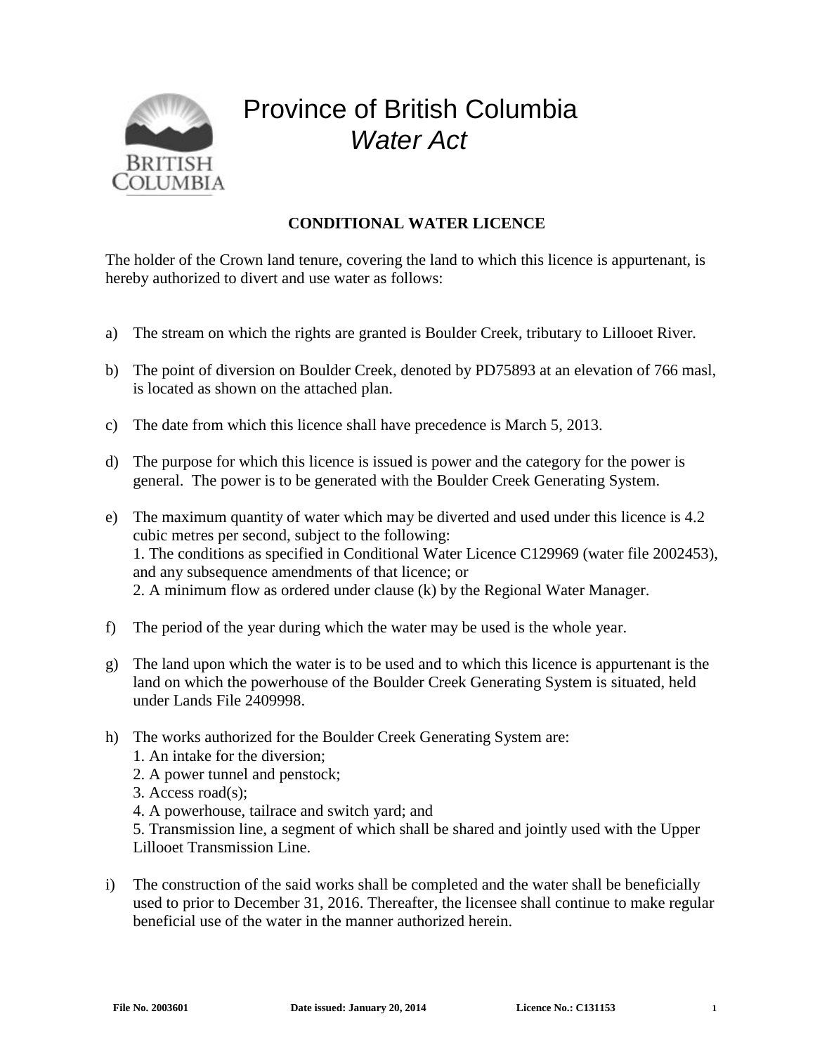# Province of British Columbia
## *Water Act*

**CONDITIONAL WATER LICENCE**

The holder of the Crown land tenure, covering the land to which this licence is appurtenant, is hereby authorized to divert and use water as follows:

a) The stream on which the rights are granted is Boulder Creek, tributary to Lillooet River.

b) The point of diversion on Boulder Creek, denoted by PD75893 at an elevation of 766 masl, is located as shown on the attached plan.

c) The date from which this licence shall have precedence is March 5, 2013.

d) The purpose for which this licence is issued is power and the category for the power is general. The power is to be generated with the Boulder Creek Generating System.

e) The maximum quantity of water which may be diverted and used under this licence is 4.2 cubic metres per second, subject to the following:
1. The conditions as specified in Conditional Water Licence C129969 (water file 2002453), and any subsequence amendments of that licence; or
2. A minimum flow as ordered under clause (k) by the Regional Water Manager.

f) The period of the year during which the water may be used is the whole year.

g) The land upon which the water is to be used and to which this licence is appurtenant is the land on which the powerhouse of the Boulder Creek Generating System is situated, held under Lands File 2409998.

h) The works authorized for the Boulder Creek Generating System are:
1. An intake for the diversion;
2. A power tunnel and penstock;
3. Access road(s);
4. A powerhouse, tailrace and switch yard; and
5. Transmission line, a segment of which shall be shared and jointly used with the Upper Lillooet Transmission Line.

i) The construction of the said works shall be completed and the water shall be beneficially used to prior to December 31, 2016. Thereafter, the licensee shall continue to make regular beneficial use of the water in the manner authorized herein.

File No. 2003601 Date issued: January 20, 2014 Licence No.: C131153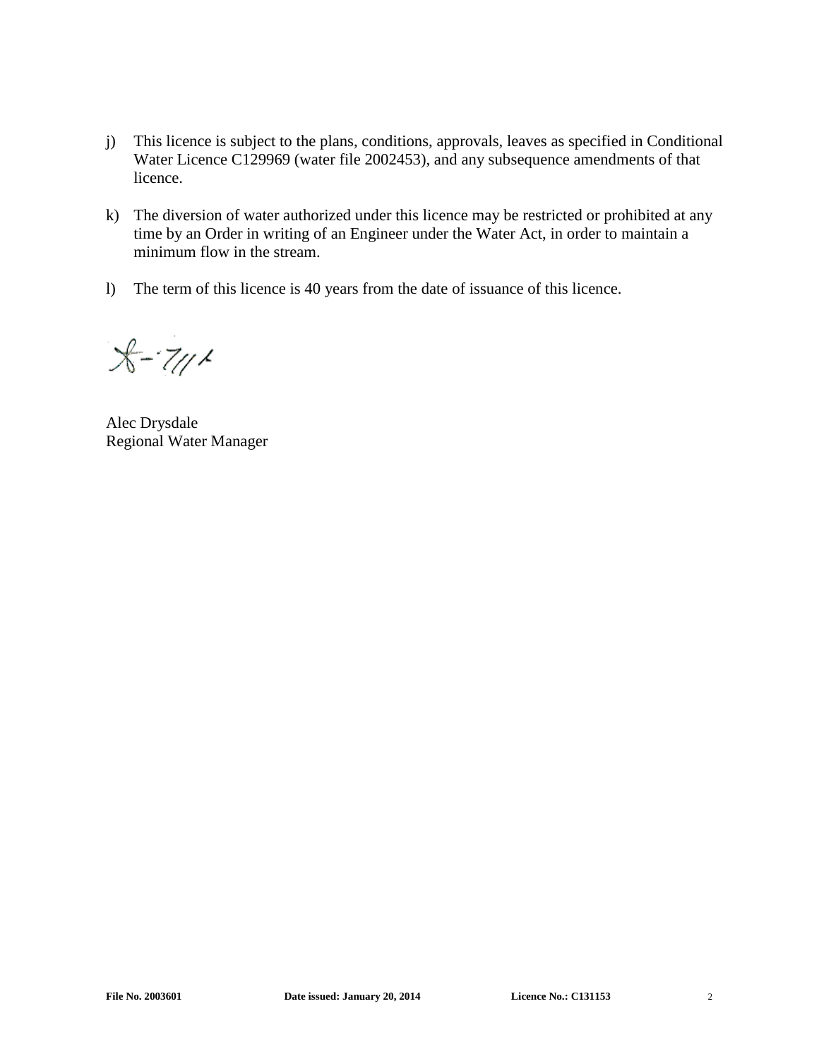j) This licence is subject to the plans, conditions, approvals, leaves as specified in Conditional Water Licence C129969 (water file 2002453), and any subsequence amendments of that licence.

k) The diversion of water authorized under this licence may be restricted or prohibited at any time by an Order in writing of an Engineer under the Water Act, in order to maintain a minimum flow in the stream.

l) The term of this licence is 40 years from the date of issuance of this licence.

Alec Drysdale
Regional Water Manager